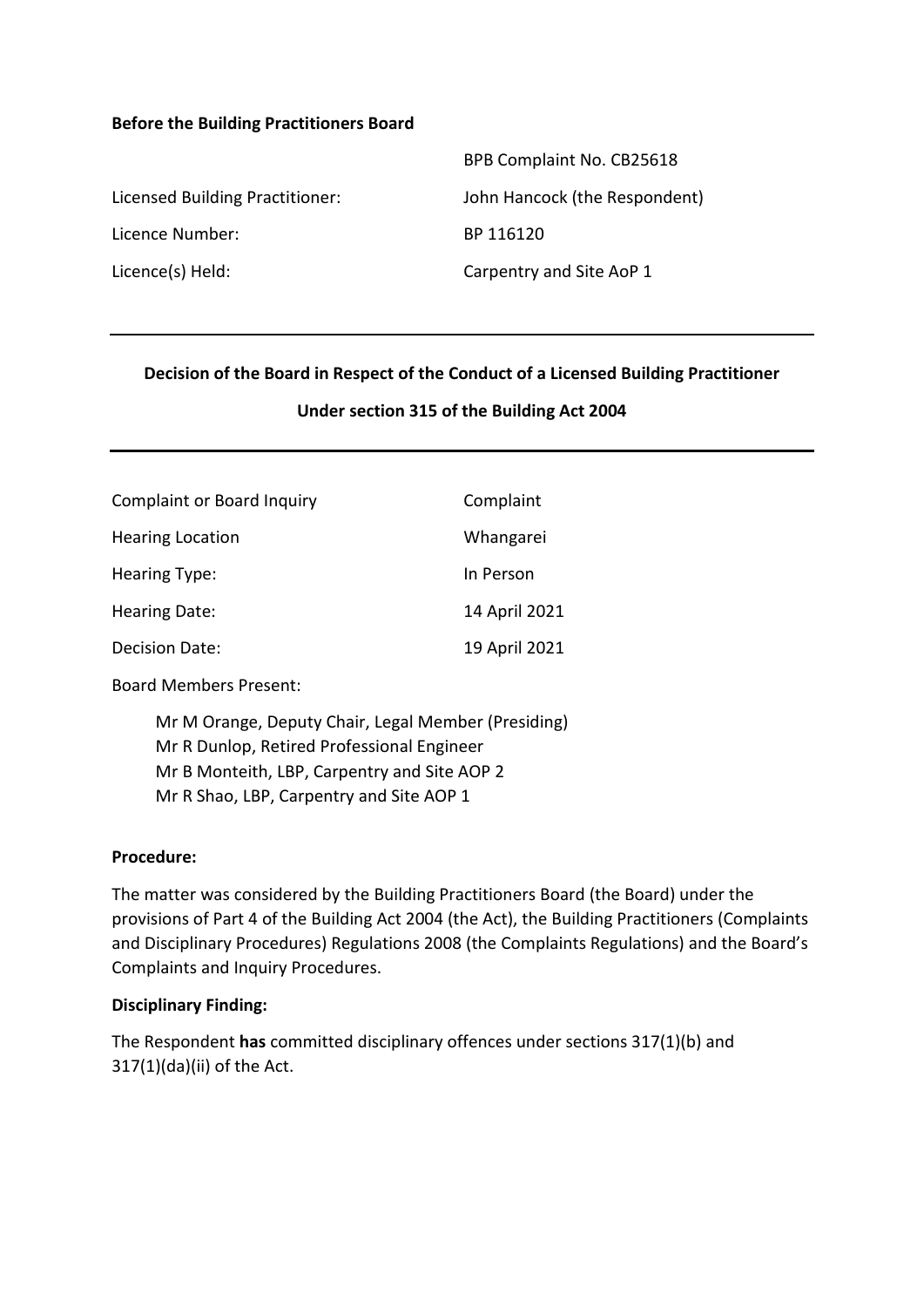**Before the Building Practitioners Board**

| | |
|---|---|
| | BPB Complaint No. CB25618 |
| Licensed Building Practitioner: | John Hancock (the Respondent) |
| Licence Number: | BP 116120 |
| Licence(s) Held: | Carpentry and Site AoP 1 |

---

**Decision of the Board in Respect of the Conduct of a Licensed Building Practitioner**

**Under section 315 of the Building Act 2004**

---

| | |
|---|---|
| Complaint or Board Inquiry | Complaint |
| Hearing Location | Whangarei |
| Hearing Type: | In Person |
| Hearing Date: | 14 April 2021 |
| Decision Date: | 19 April 2021 |

Board Members Present:

Mr M Orange, Deputy Chair, Legal Member (Presiding)
Mr R Dunlop, Retired Professional Engineer
Mr B Monteith, LBP, Carpentry and Site AOP 2
Mr R Shao, LBP, Carpentry and Site AOP 1

**Procedure:**

The matter was considered by the Building Practitioners Board (the Board) under the provisions of Part 4 of the Building Act 2004 (the Act), the Building Practitioners (Complaints and Disciplinary Procedures) Regulations 2008 (the Complaints Regulations) and the Board's Complaints and Inquiry Procedures.

**Disciplinary Finding:**

The Respondent **has** committed disciplinary offences under sections 317(1)(b) and 317(1)(da)(ii) of the Act.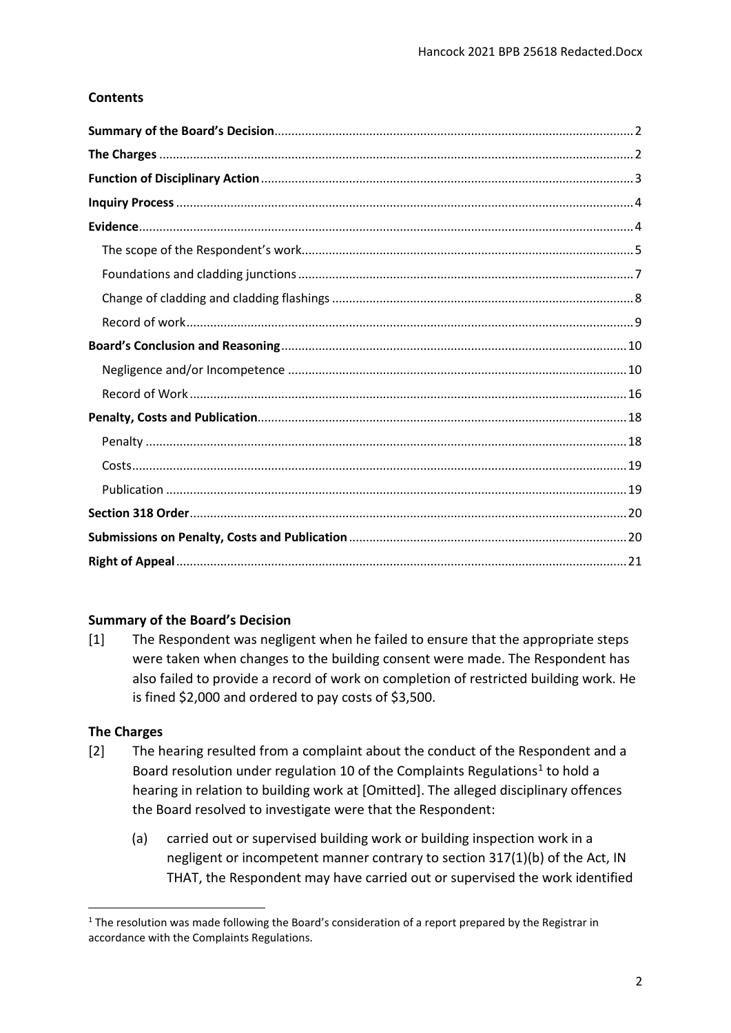## Contents

| | |
|---|---|
| **Summary of the Board's Decision** | 2 |
| **The Charges** | 2 |
| **Function of Disciplinary Action** | 3 |
| **Inquiry Process** | 4 |
| **Evidence** | 4 |
| The scope of the Respondent's work | 5 |
| Foundations and cladding junctions | 7 |
| Change of cladding and cladding flashings | 8 |
| Record of work | 9 |
| **Board's Conclusion and Reasoning** | 10 |
| Negligence and/or Incompetence | 10 |
| Record of Work | 16 |
| **Penalty, Costs and Publication** | 18 |
| Penalty | 18 |
| Costs | 19 |
| Publication | 19 |
| **Section 318 Order** | 20 |
| **Submissions on Penalty, Costs and Publication** | 20 |
| **Right of Appeal** | 21 |

## Summary of the Board's Decision

[1] The Respondent was negligent when he failed to ensure that the appropriate steps were taken when changes to the building consent were made. The Respondent has also failed to provide a record of work on completion of restricted building work. He is fined $2,000 and ordered to pay costs of $3,500.

## The Charges

[2] The hearing resulted from a complaint about the conduct of the Respondent and a Board resolution under regulation 10 of the Complaints Regulations[1] to hold a hearing in relation to building work at [Omitted]. The alleged disciplinary offences the Board resolved to investigate were that the Respondent:

(a) carried out or supervised building work or building inspection work in a negligent or incompetent manner contrary to section 317(1)(b) of the Act, IN THAT, the Respondent may have carried out or supervised the work identified

---

[1] The resolution was made following the Board's consideration of a report prepared by the Registrar in accordance with the Complaints Regulations.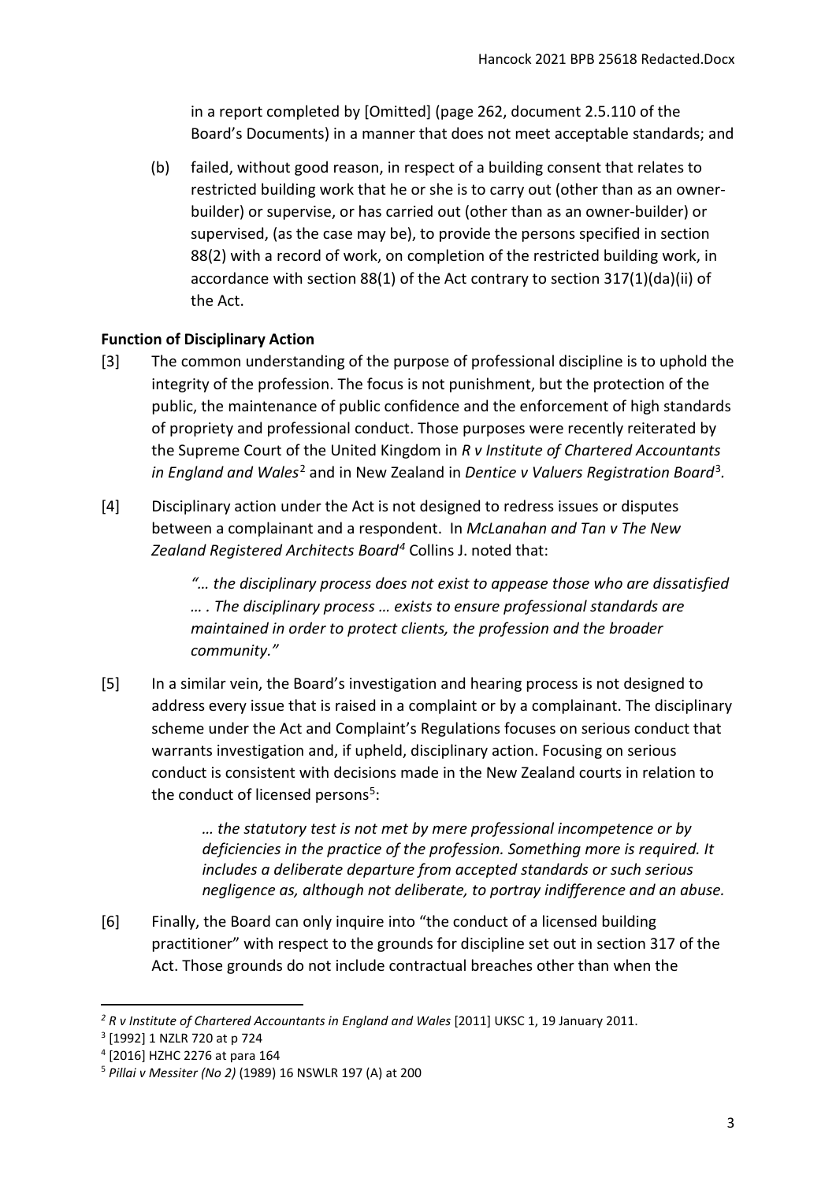in a report completed by [Omitted] (page 262, document 2.5.110 of the Board's Documents) in a manner that does not meet acceptable standards; and

(b) failed, without good reason, in respect of a building consent that relates to restricted building work that he or she is to carry out (other than as an owner-builder) or supervise, or has carried out (other than as an owner-builder) or supervised, (as the case may be), to provide the persons specified in section 88(2) with a record of work, on completion of the restricted building work, in accordance with section 88(1) of the Act contrary to section 317(1)(da)(ii) of the Act.

## Function of Disciplinary Action

[3] The common understanding of the purpose of professional discipline is to uphold the integrity of the profession. The focus is not punishment, but the protection of the public, the maintenance of public confidence and the enforcement of high standards of propriety and professional conduct. Those purposes were recently reiterated by the Supreme Court of the United Kingdom in *R v Institute of Chartered Accountants in England and Wales*[2] and in New Zealand in *Dentice v Valuers Registration Board*[3].

[4] Disciplinary action under the Act is not designed to redress issues or disputes between a complainant and a respondent. In *McLanahan and Tan v The New Zealand Registered Architects Board*[4] Collins J. noted that:

> *"… the disciplinary process does not exist to appease those who are dissatisfied … . The disciplinary process … exists to ensure professional standards are maintained in order to protect clients, the profession and the broader community."*

[5] In a similar vein, the Board's investigation and hearing process is not designed to address every issue that is raised in a complaint or by a complainant. The disciplinary scheme under the Act and Complaint's Regulations focuses on serious conduct that warrants investigation and, if upheld, disciplinary action. Focusing on serious conduct is consistent with decisions made in the New Zealand courts in relation to the conduct of licensed persons[5]:

> *… the statutory test is not met by mere professional incompetence or by deficiencies in the practice of the profession. Something more is required. It includes a deliberate departure from accepted standards or such serious negligence as, although not deliberate, to portray indifference and an abuse.*

[6] Finally, the Board can only inquire into "the conduct of a licensed building practitioner" with respect to the grounds for discipline set out in section 317 of the Act. Those grounds do not include contractual breaches other than when the

---

[2] *R v Institute of Chartered Accountants in England and Wales* [2011] UKSC 1, 19 January 2011.

[3] [1992] 1 NZLR 720 at p 724

[4] [2016] HZHC 2276 at para 164

[5] *Pillai v Messiter (No 2)* (1989) 16 NSWLR 197 (A) at 200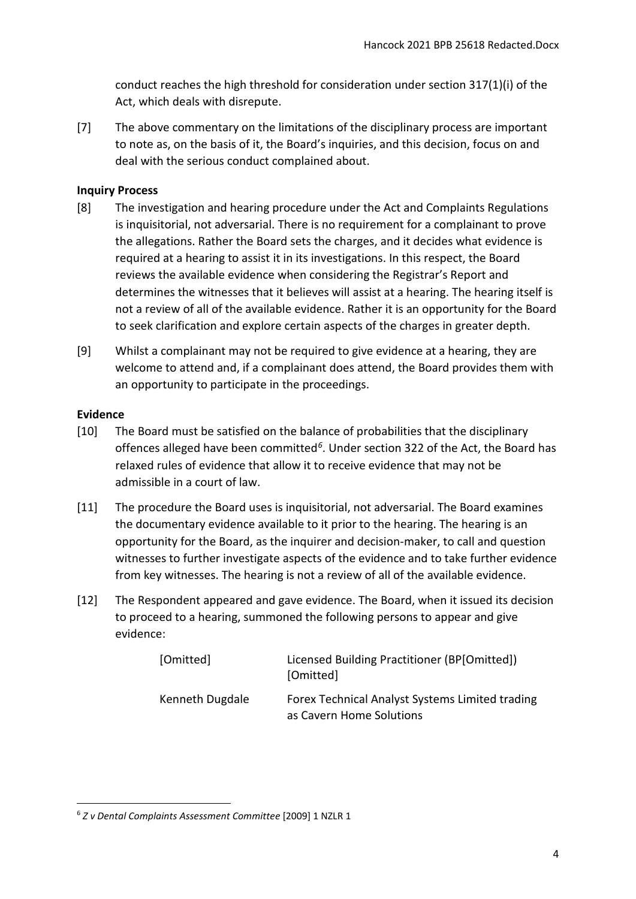conduct reaches the high threshold for consideration under section 317(1)(i) of the Act, which deals with disrepute.

[7] The above commentary on the limitations of the disciplinary process are important to note as, on the basis of it, the Board's inquiries, and this decision, focus on and deal with the serious conduct complained about.

**Inquiry Process**

[8] The investigation and hearing procedure under the Act and Complaints Regulations is inquisitorial, not adversarial. There is no requirement for a complainant to prove the allegations. Rather the Board sets the charges, and it decides what evidence is required at a hearing to assist it in its investigations. In this respect, the Board reviews the available evidence when considering the Registrar's Report and determines the witnesses that it believes will assist at a hearing. The hearing itself is not a review of all of the available evidence. Rather it is an opportunity for the Board to seek clarification and explore certain aspects of the charges in greater depth.

[9] Whilst a complainant may not be required to give evidence at a hearing, they are welcome to attend and, if a complainant does attend, the Board provides them with an opportunity to participate in the proceedings.

**Evidence**

[10] The Board must be satisfied on the balance of probabilities that the disciplinary offences alleged have been committed[6]. Under section 322 of the Act, the Board has relaxed rules of evidence that allow it to receive evidence that may not be admissible in a court of law.

[11] The procedure the Board uses is inquisitorial, not adversarial. The Board examines the documentary evidence available to it prior to the hearing. The hearing is an opportunity for the Board, as the inquirer and decision-maker, to call and question witnesses to further investigate aspects of the evidence and to take further evidence from key witnesses. The hearing is not a review of all of the available evidence.

[12] The Respondent appeared and gave evidence. The Board, when it issued its decision to proceed to a hearing, summoned the following persons to appear and give evidence:

| | |
|---|---|
| [Omitted] | Licensed Building Practitioner (BP[Omitted]) [Omitted] |
| Kenneth Dugdale | Forex Technical Analyst Systems Limited trading as Cavern Home Solutions |

[6] *Z v Dental Complaints Assessment Committee* [2009] 1 NZLR 1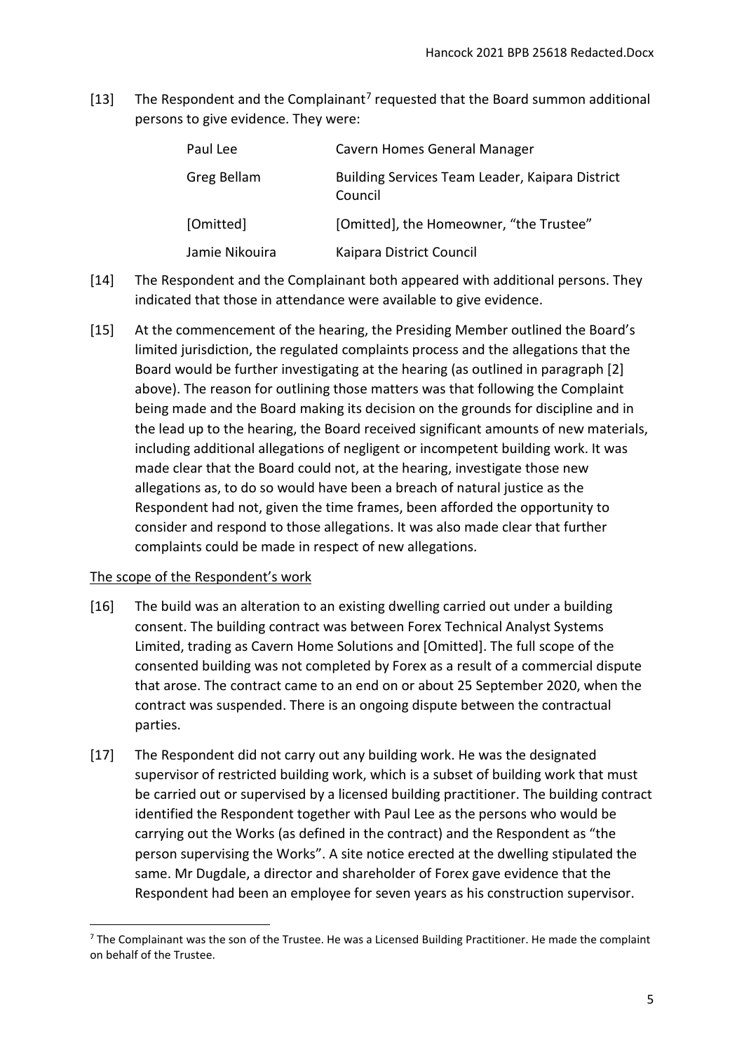[13] The Respondent and the Complainant[7] requested that the Board summon additional persons to give evidence. They were:

| | |
|---|---|
| Paul Lee | Cavern Homes General Manager |
| Greg Bellam | Building Services Team Leader, Kaipara District Council |
| [Omitted] | [Omitted], the Homeowner, "the Trustee" |
| Jamie Nikouira | Kaipara District Council |

[14] The Respondent and the Complainant both appeared with additional persons. They indicated that those in attendance were available to give evidence.

[15] At the commencement of the hearing, the Presiding Member outlined the Board's limited jurisdiction, the regulated complaints process and the allegations that the Board would be further investigating at the hearing (as outlined in paragraph [2] above). The reason for outlining those matters was that following the Complaint being made and the Board making its decision on the grounds for discipline and in the lead up to the hearing, the Board received significant amounts of new materials, including additional allegations of negligent or incompetent building work. It was made clear that the Board could not, at the hearing, investigate those new allegations as, to do so would have been a breach of natural justice as the Respondent had not, given the time frames, been afforded the opportunity to consider and respond to those allegations. It was also made clear that further complaints could be made in respect of new allegations.

<u>The scope of the Respondent's work</u>

[16] The build was an alteration to an existing dwelling carried out under a building consent. The building contract was between Forex Technical Analyst Systems Limited, trading as Cavern Home Solutions and [Omitted]. The full scope of the consented building was not completed by Forex as a result of a commercial dispute that arose. The contract came to an end on or about 25 September 2020, when the contract was suspended. There is an ongoing dispute between the contractual parties.

[17] The Respondent did not carry out any building work. He was the designated supervisor of restricted building work, which is a subset of building work that must be carried out or supervised by a licensed building practitioner. The building contract identified the Respondent together with Paul Lee as the persons who would be carrying out the Works (as defined in the contract) and the Respondent as "the person supervising the Works". A site notice erected at the dwelling stipulated the same. Mr Dugdale, a director and shareholder of Forex gave evidence that the Respondent had been an employee for seven years as his construction supervisor.

---

[7] The Complainant was the son of the Trustee. He was a Licensed Building Practitioner. He made the complaint on behalf of the Trustee.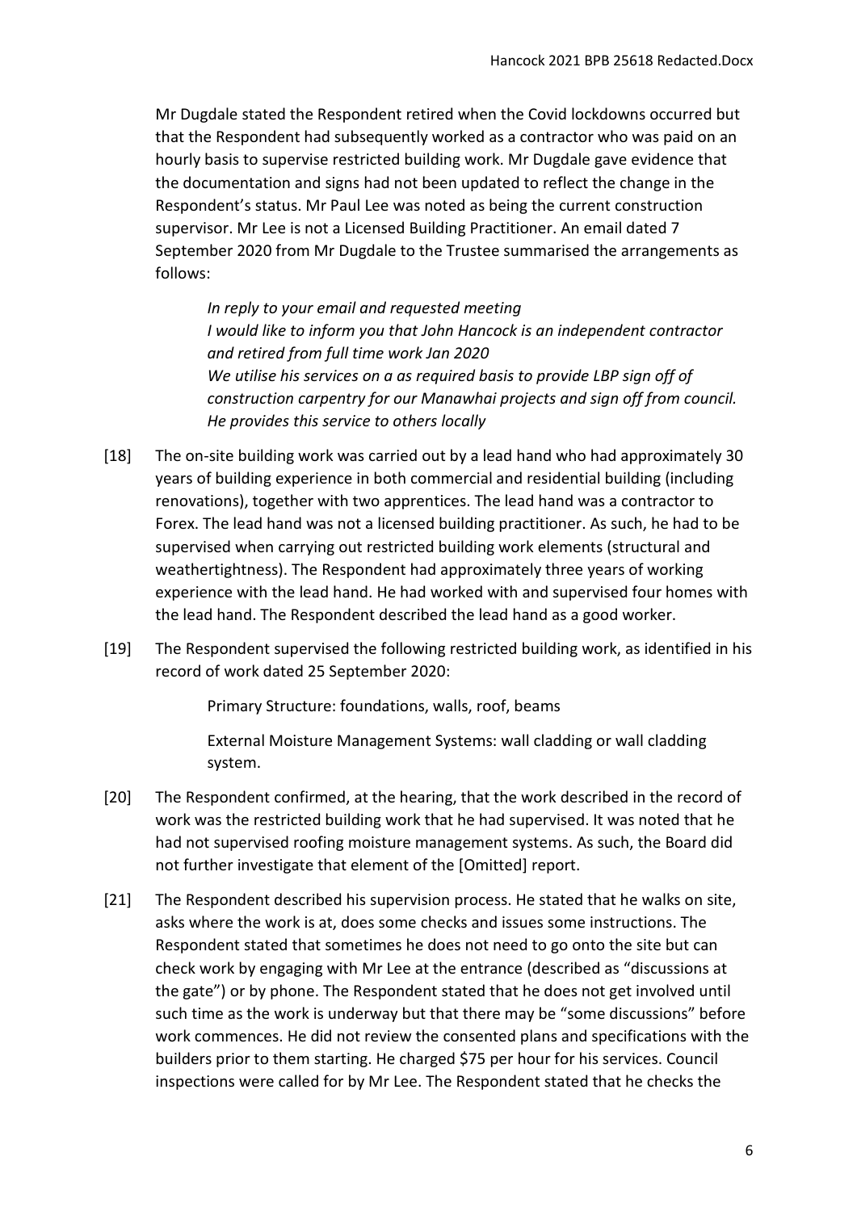Mr Dugdale stated the Respondent retired when the Covid lockdowns occurred but that the Respondent had subsequently worked as a contractor who was paid on an hourly basis to supervise restricted building work. Mr Dugdale gave evidence that the documentation and signs had not been updated to reflect the change in the Respondent's status. Mr Paul Lee was noted as being the current construction supervisor. Mr Lee is not a Licensed Building Practitioner. An email dated 7 September 2020 from Mr Dugdale to the Trustee summarised the arrangements as follows:

> *In reply to your email and requested meeting*
> *I would like to inform you that John Hancock is an independent contractor and retired from full time work Jan 2020*
> *We utilise his services on a as required basis to provide LBP sign off of construction carpentry for our Manawhai projects and sign off from council. He provides this service to others locally*

[18] The on-site building work was carried out by a lead hand who had approximately 30 years of building experience in both commercial and residential building (including renovations), together with two apprentices. The lead hand was a contractor to Forex. The lead hand was not a licensed building practitioner. As such, he had to be supervised when carrying out restricted building work elements (structural and weathertightness). The Respondent had approximately three years of working experience with the lead hand. He had worked with and supervised four homes with the lead hand. The Respondent described the lead hand as a good worker.

[19] The Respondent supervised the following restricted building work, as identified in his record of work dated 25 September 2020:

> Primary Structure: foundations, walls, roof, beams
>
> External Moisture Management Systems: wall cladding or wall cladding system.

[20] The Respondent confirmed, at the hearing, that the work described in the record of work was the restricted building work that he had supervised. It was noted that he had not supervised roofing moisture management systems. As such, the Board did not further investigate that element of the [Omitted] report.

[21] The Respondent described his supervision process. He stated that he walks on site, asks where the work is at, does some checks and issues some instructions. The Respondent stated that sometimes he does not need to go onto the site but can check work by engaging with Mr Lee at the entrance (described as "discussions at the gate") or by phone. The Respondent stated that he does not get involved until such time as the work is underway but that there may be "some discussions" before work commences. He did not review the consented plans and specifications with the builders prior to them starting. He charged $75 per hour for his services. Council inspections were called for by Mr Lee. The Respondent stated that he checks the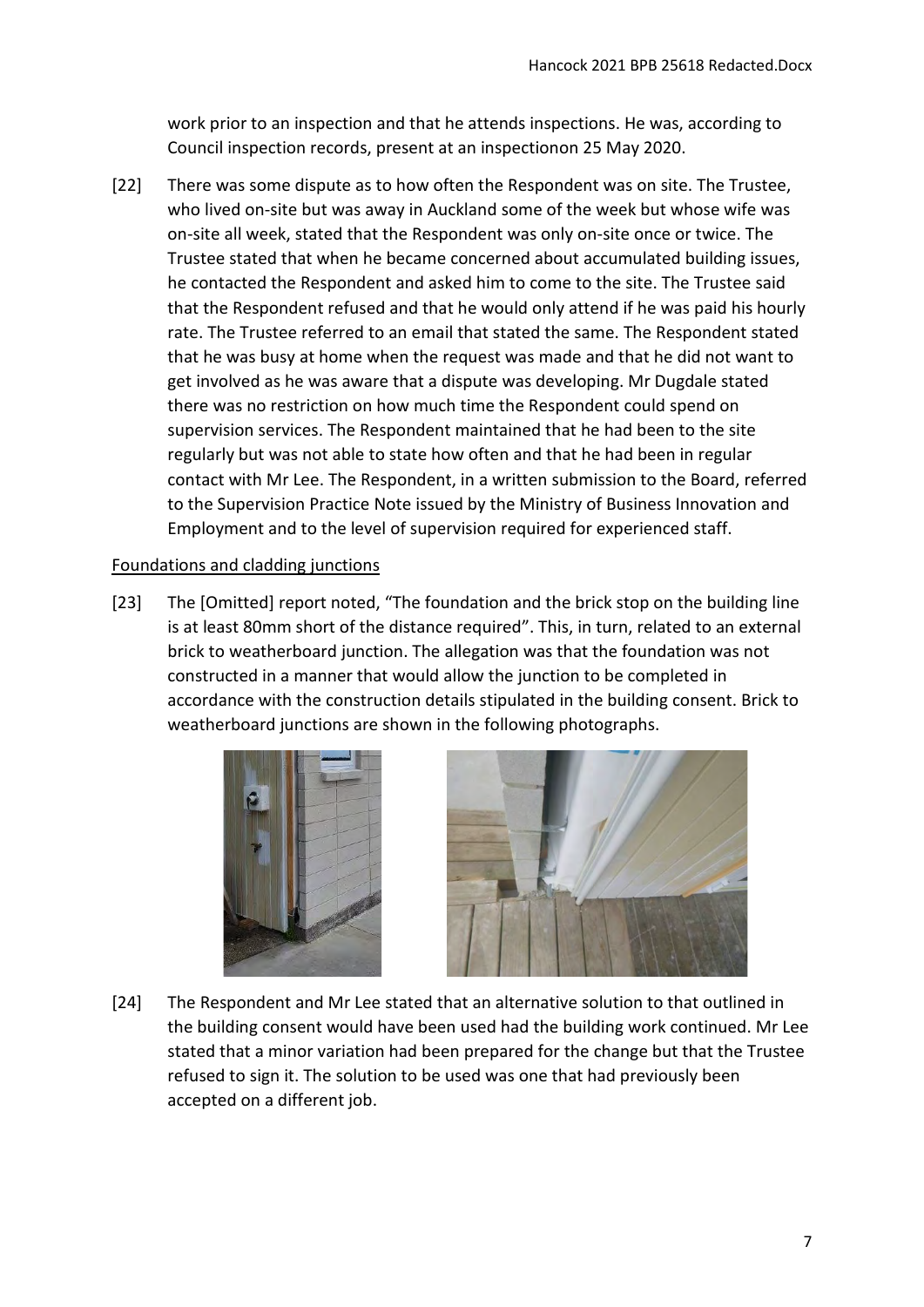work prior to an inspection and that he attends inspections. He was, according to Council inspection records, present at an inspectionon 25 May 2020.

[22] There was some dispute as to how often the Respondent was on site. The Trustee, who lived on-site but was away in Auckland some of the week but whose wife was on-site all week, stated that the Respondent was only on-site once or twice. The Trustee stated that when he became concerned about accumulated building issues, he contacted the Respondent and asked him to come to the site. The Trustee said that the Respondent refused and that he would only attend if he was paid his hourly rate. The Trustee referred to an email that stated the same. The Respondent stated that he was busy at home when the request was made and that he did not want to get involved as he was aware that a dispute was developing. Mr Dugdale stated there was no restriction on how much time the Respondent could spend on supervision services. The Respondent maintained that he had been to the site regularly but was not able to state how often and that he had been in regular contact with Mr Lee. The Respondent, in a written submission to the Board, referred to the Supervision Practice Note issued by the Ministry of Business Innovation and Employment and to the level of supervision required for experienced staff.

Foundations and cladding junctions

[23] The [Omitted] report noted, "The foundation and the brick stop on the building line is at least 80mm short of the distance required". This, in turn, related to an external brick to weatherboard junction. The allegation was that the foundation was not constructed in a manner that would allow the junction to be completed in accordance with the construction details stipulated in the building consent. Brick to weatherboard junctions are shown in the following photographs.

[24] The Respondent and Mr Lee stated that an alternative solution to that outlined in the building consent would have been used had the building work continued. Mr Lee stated that a minor variation had been prepared for the change but that the Trustee refused to sign it. The solution to be used was one that had previously been accepted on a different job.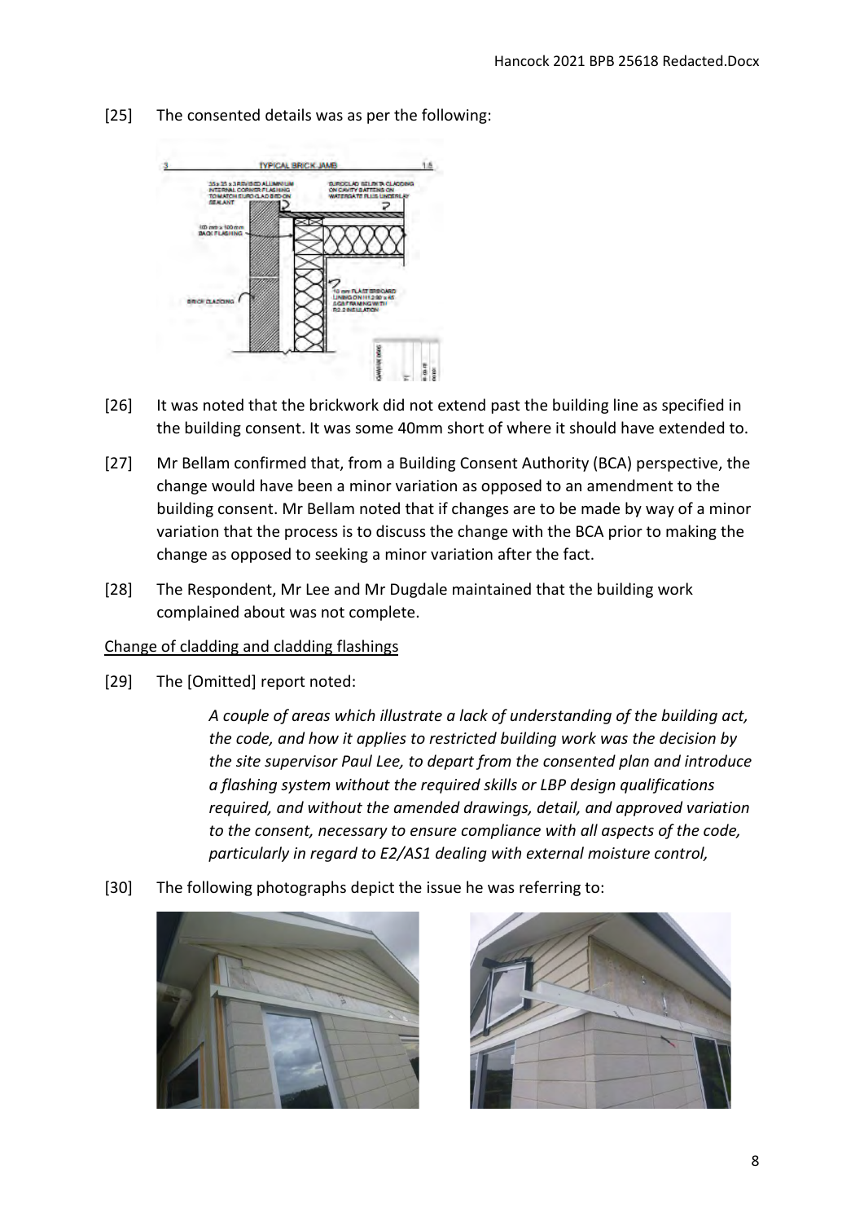[25] The consented details was as per the following:

[26] It was noted that the brickwork did not extend past the building line as specified in the building consent. It was some 40mm short of where it should have extended to.

[27] Mr Bellam confirmed that, from a Building Consent Authority (BCA) perspective, the change would have been a minor variation as opposed to an amendment to the building consent. Mr Bellam noted that if changes are to be made by way of a minor variation that the process is to discuss the change with the BCA prior to making the change as opposed to seeking a minor variation after the fact.

[28] The Respondent, Mr Lee and Mr Dugdale maintained that the building work complained about was not complete.

Change of cladding and cladding flashings

[29] The [Omitted] report noted:

> *A couple of areas which illustrate a lack of understanding of the building act, the code, and how it applies to restricted building work was the decision by the site supervisor Paul Lee, to depart from the consented plan and introduce a flashing system without the required skills or LBP design qualifications required, and without the amended drawings, detail, and approved variation to the consent, necessary to ensure compliance with all aspects of the code, particularly in regard to E2/AS1 dealing with external moisture control,*

[30] The following photographs depict the issue he was referring to: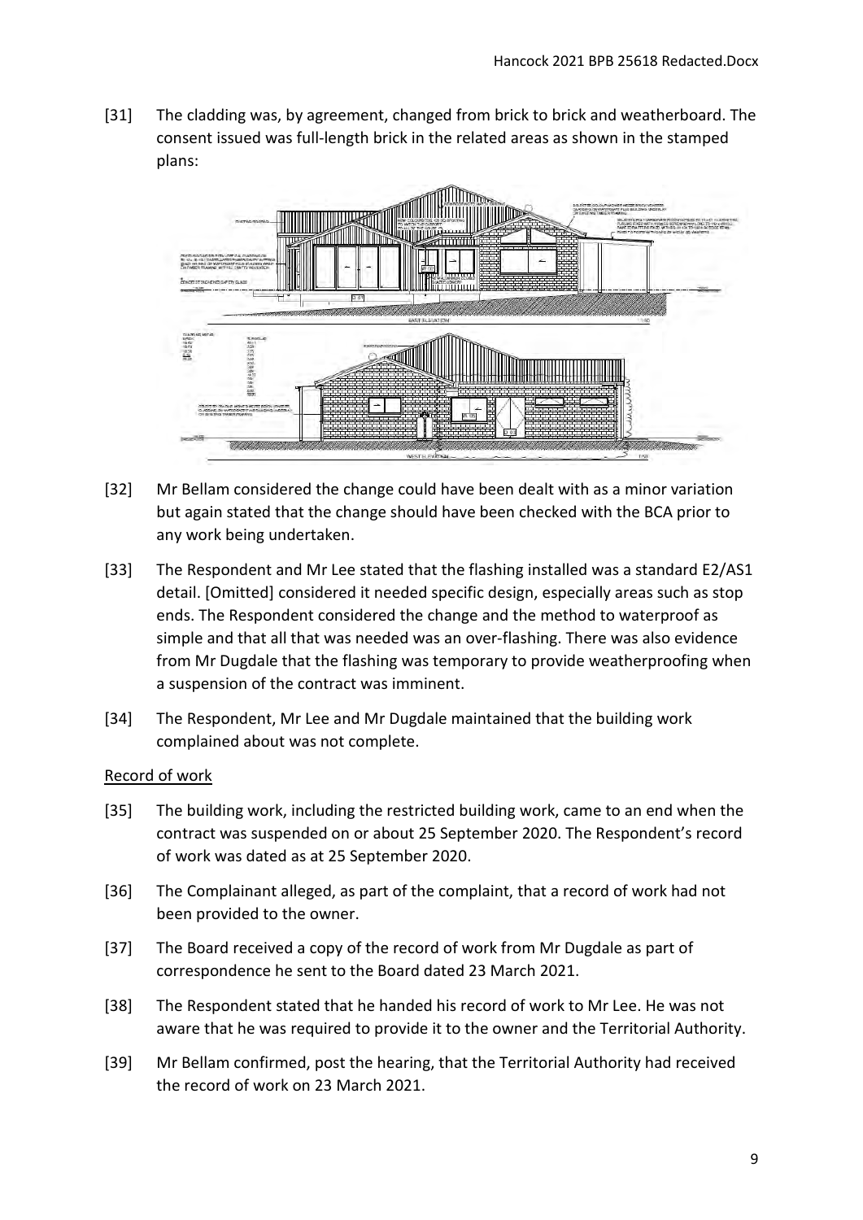[31] The cladding was, by agreement, changed from brick to brick and weatherboard. The consent issued was full-length brick in the related areas as shown in the stamped plans:

[32] Mr Bellam considered the change could have been dealt with as a minor variation but again stated that the change should have been checked with the BCA prior to any work being undertaken.

[33] The Respondent and Mr Lee stated that the flashing installed was a standard E2/AS1 detail. [Omitted] considered it needed specific design, especially areas such as stop ends. The Respondent considered the change and the method to waterproof as simple and that all that was needed was an over-flashing. There was also evidence from Mr Dugdale that the flashing was temporary to provide weatherproofing when a suspension of the contract was imminent.

[34] The Respondent, Mr Lee and Mr Dugdale maintained that the building work complained about was not complete.

Record of work

[35] The building work, including the restricted building work, came to an end when the contract was suspended on or about 25 September 2020. The Respondent's record of work was dated as at 25 September 2020.

[36] The Complainant alleged, as part of the complaint, that a record of work had not been provided to the owner.

[37] The Board received a copy of the record of work from Mr Dugdale as part of correspondence he sent to the Board dated 23 March 2021.

[38] The Respondent stated that he handed his record of work to Mr Lee. He was not aware that he was required to provide it to the owner and the Territorial Authority.

[39] Mr Bellam confirmed, post the hearing, that the Territorial Authority had received the record of work on 23 March 2021.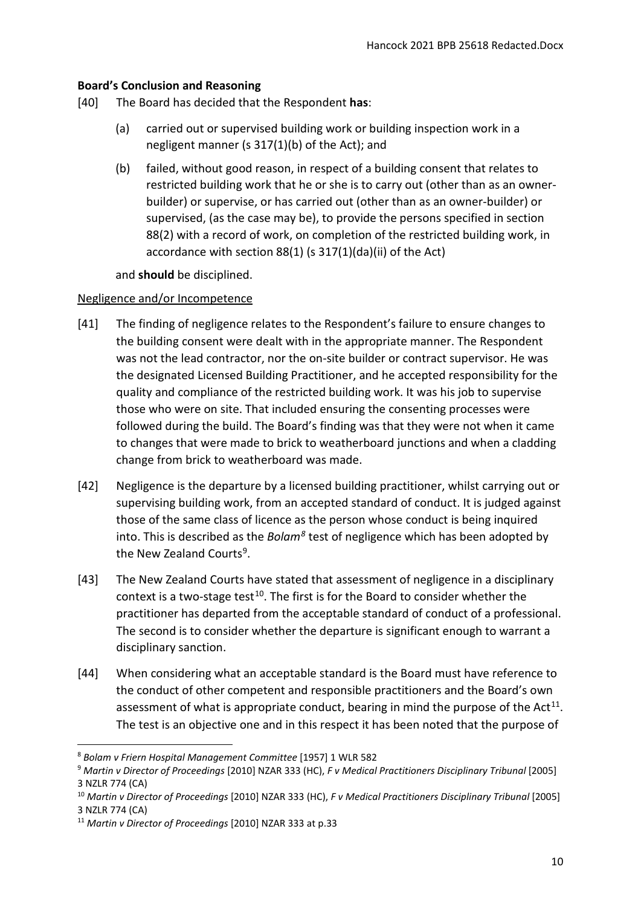**Board's Conclusion and Reasoning**

[40] The Board has decided that the Respondent **has**:

(a) carried out or supervised building work or building inspection work in a negligent manner (s 317(1)(b) of the Act); and

(b) failed, without good reason, in respect of a building consent that relates to restricted building work that he or she is to carry out (other than as an owner-builder) or supervise, or has carried out (other than as an owner-builder) or supervised, (as the case may be), to provide the persons specified in section 88(2) with a record of work, on completion of the restricted building work, in accordance with section 88(1) (s 317(1)(da)(ii) of the Act)

and **should** be disciplined.

Negligence and/or Incompetence

[41] The finding of negligence relates to the Respondent's failure to ensure changes to the building consent were dealt with in the appropriate manner. The Respondent was not the lead contractor, nor the on-site builder or contract supervisor. He was the designated Licensed Building Practitioner, and he accepted responsibility for the quality and compliance of the restricted building work. It was his job to supervise those who were on site. That included ensuring the consenting processes were followed during the build. The Board's finding was that they were not when it came to changes that were made to brick to weatherboard junctions and when a cladding change from brick to weatherboard was made.

[42] Negligence is the departure by a licensed building practitioner, whilst carrying out or supervising building work, from an accepted standard of conduct. It is judged against those of the same class of licence as the person whose conduct is being inquired into. This is described as the *Bolam*[8] test of negligence which has been adopted by the New Zealand Courts[9].

[43] The New Zealand Courts have stated that assessment of negligence in a disciplinary context is a two-stage test[10]. The first is for the Board to consider whether the practitioner has departed from the acceptable standard of conduct of a professional. The second is to consider whether the departure is significant enough to warrant a disciplinary sanction.

[44] When considering what an acceptable standard is the Board must have reference to the conduct of other competent and responsible practitioners and the Board's own assessment of what is appropriate conduct, bearing in mind the purpose of the Act[11]. The test is an objective one and in this respect it has been noted that the purpose of

---

[8] *Bolam v Friern Hospital Management Committee* [1957] 1 WLR 582

[9] *Martin v Director of Proceedings* [2010] NZAR 333 (HC), *F v Medical Practitioners Disciplinary Tribunal* [2005] 3 NZLR 774 (CA)

[10] *Martin v Director of Proceedings* [2010] NZAR 333 (HC), *F v Medical Practitioners Disciplinary Tribunal* [2005] 3 NZLR 774 (CA)

[11] *Martin v Director of Proceedings* [2010] NZAR 333 at p.33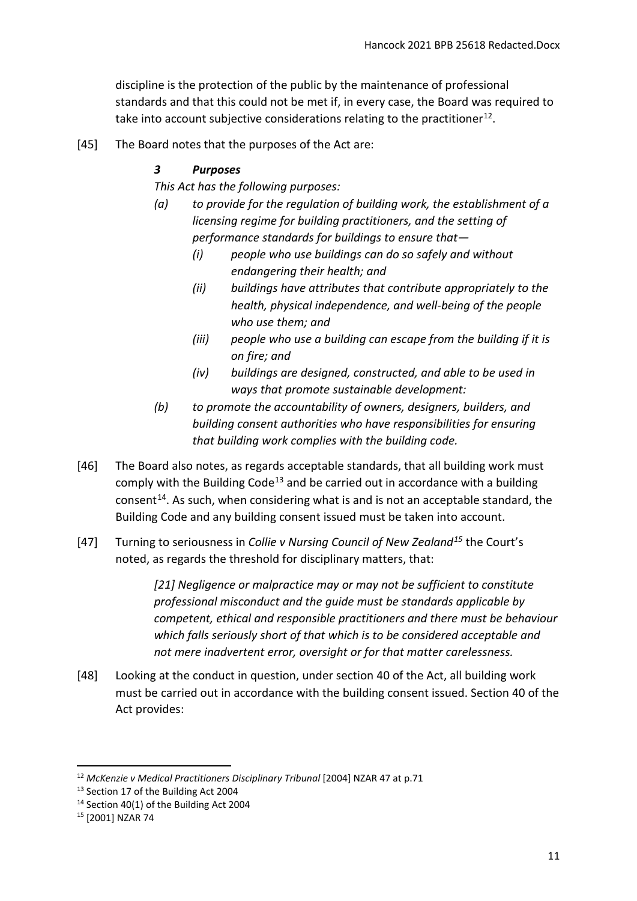discipline is the protection of the public by the maintenance of professional standards and that this could not be met if, in every case, the Board was required to take into account subjective considerations relating to the practitioner[12].

[45] The Board notes that the purposes of the Act are:

> ***3 Purposes***
>
> *This Act has the following purposes:*
>
> *(a) to provide for the regulation of building work, the establishment of a licensing regime for building practitioners, and the setting of performance standards for buildings to ensure that—*
>
> *(i) people who use buildings can do so safely and without endangering their health; and*
>
> *(ii) buildings have attributes that contribute appropriately to the health, physical independence, and well-being of the people who use them; and*
>
> *(iii) people who use a building can escape from the building if it is on fire; and*
>
> *(iv) buildings are designed, constructed, and able to be used in ways that promote sustainable development:*
>
> *(b) to promote the accountability of owners, designers, builders, and building consent authorities who have responsibilities for ensuring that building work complies with the building code.*

[46] The Board also notes, as regards acceptable standards, that all building work must comply with the Building Code[13] and be carried out in accordance with a building consent[14]. As such, when considering what is and is not an acceptable standard, the Building Code and any building consent issued must be taken into account.

[47] Turning to seriousness in *Collie v Nursing Council of New Zealand*[15] the Court's noted, as regards the threshold for disciplinary matters, that:

> *[21] Negligence or malpractice may or may not be sufficient to constitute professional misconduct and the guide must be standards applicable by competent, ethical and responsible practitioners and there must be behaviour which falls seriously short of that which is to be considered acceptable and not mere inadvertent error, oversight or for that matter carelessness.*

[48] Looking at the conduct in question, under section 40 of the Act, all building work must be carried out in accordance with the building consent issued. Section 40 of the Act provides:

---

[12] *McKenzie v Medical Practitioners Disciplinary Tribunal* [2004] NZAR 47 at p.71

[13] Section 17 of the Building Act 2004

[14] Section 40(1) of the Building Act 2004

[15] [2001] NZAR 74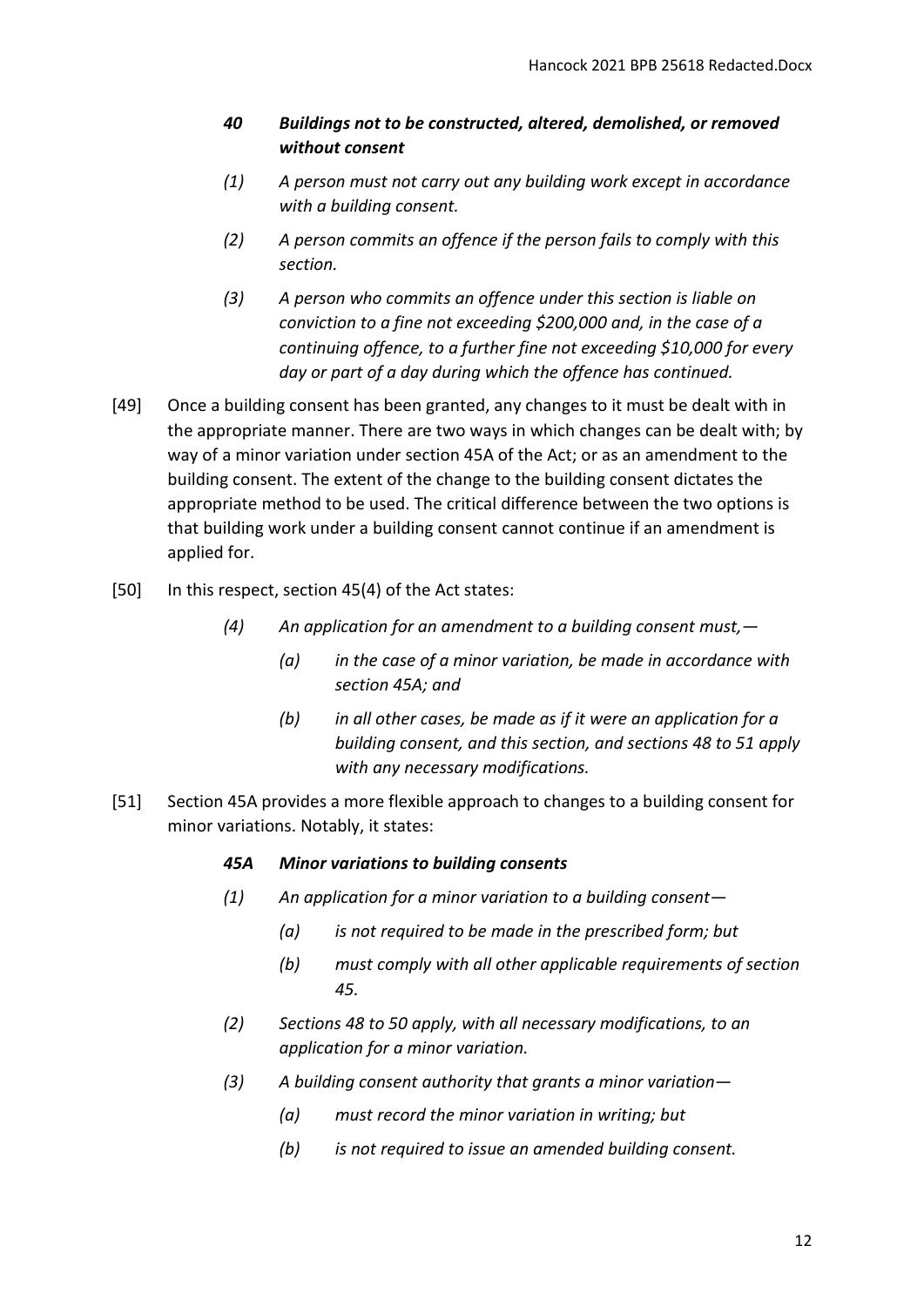> ***40 Buildings not to be constructed, altered, demolished, or removed without consent***
>
> *(1) A person must not carry out any building work except in accordance with a building consent.*
>
> *(2) A person commits an offence if the person fails to comply with this section.*
>
> *(3) A person who commits an offence under this section is liable on conviction to a fine not exceeding $200,000 and, in the case of a continuing offence, to a further fine not exceeding $10,000 for every day or part of a day during which the offence has continued.*

[49] Once a building consent has been granted, any changes to it must be dealt with in the appropriate manner. There are two ways in which changes can be dealt with; by way of a minor variation under section 45A of the Act; or as an amendment to the building consent. The extent of the change to the building consent dictates the appropriate method to be used. The critical difference between the two options is that building work under a building consent cannot continue if an amendment is applied for.

[50] In this respect, section 45(4) of the Act states:

> *(4) An application for an amendment to a building consent must,—*
>
> *(a) in the case of a minor variation, be made in accordance with section 45A; and*
>
> *(b) in all other cases, be made as if it were an application for a building consent, and this section, and sections 48 to 51 apply with any necessary modifications.*

[51] Section 45A provides a more flexible approach to changes to a building consent for minor variations. Notably, it states:

> ***45A Minor variations to building consents***
>
> *(1) An application for a minor variation to a building consent—*
>
> *(a) is not required to be made in the prescribed form; but*
>
> *(b) must comply with all other applicable requirements of section 45.*
>
> *(2) Sections 48 to 50 apply, with all necessary modifications, to an application for a minor variation.*
>
> *(3) A building consent authority that grants a minor variation—*
>
> *(a) must record the minor variation in writing; but*
>
> *(b) is not required to issue an amended building consent.*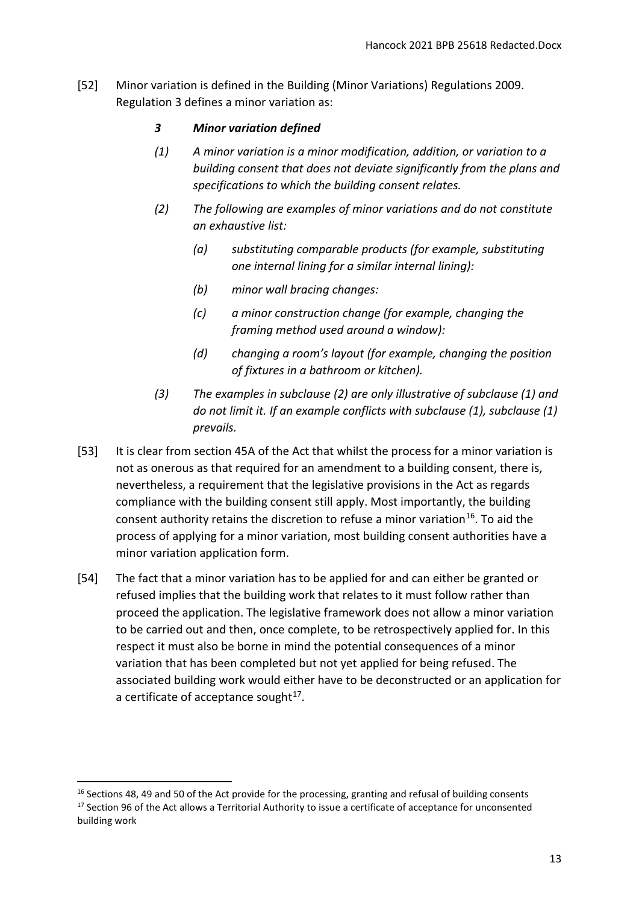[52] Minor variation is defined in the Building (Minor Variations) Regulations 2009. Regulation 3 defines a minor variation as:

> ***3 Minor variation defined***
>
> *(1) A minor variation is a minor modification, addition, or variation to a building consent that does not deviate significantly from the plans and specifications to which the building consent relates.*
>
> *(2) The following are examples of minor variations and do not constitute an exhaustive list:*
>
> > *(a) substituting comparable products (for example, substituting one internal lining for a similar internal lining):*
> >
> > *(b) minor wall bracing changes:*
> >
> > *(c) a minor construction change (for example, changing the framing method used around a window):*
> >
> > *(d) changing a room's layout (for example, changing the position of fixtures in a bathroom or kitchen).*
>
> *(3) The examples in subclause (2) are only illustrative of subclause (1) and do not limit it. If an example conflicts with subclause (1), subclause (1) prevails.*

[53] It is clear from section 45A of the Act that whilst the process for a minor variation is not as onerous as that required for an amendment to a building consent, there is, nevertheless, a requirement that the legislative provisions in the Act as regards compliance with the building consent still apply. Most importantly, the building consent authority retains the discretion to refuse a minor variation[16]. To aid the process of applying for a minor variation, most building consent authorities have a minor variation application form.

[54] The fact that a minor variation has to be applied for and can either be granted or refused implies that the building work that relates to it must follow rather than proceed the application. The legislative framework does not allow a minor variation to be carried out and then, once complete, to be retrospectively applied for. In this respect it must also be borne in mind the potential consequences of a minor variation that has been completed but not yet applied for being refused. The associated building work would either have to be deconstructed or an application for a certificate of acceptance sought[17].

---

[16] Sections 48, 49 and 50 of the Act provide for the processing, granting and refusal of building consents

[17] Section 96 of the Act allows a Territorial Authority to issue a certificate of acceptance for unconsented building work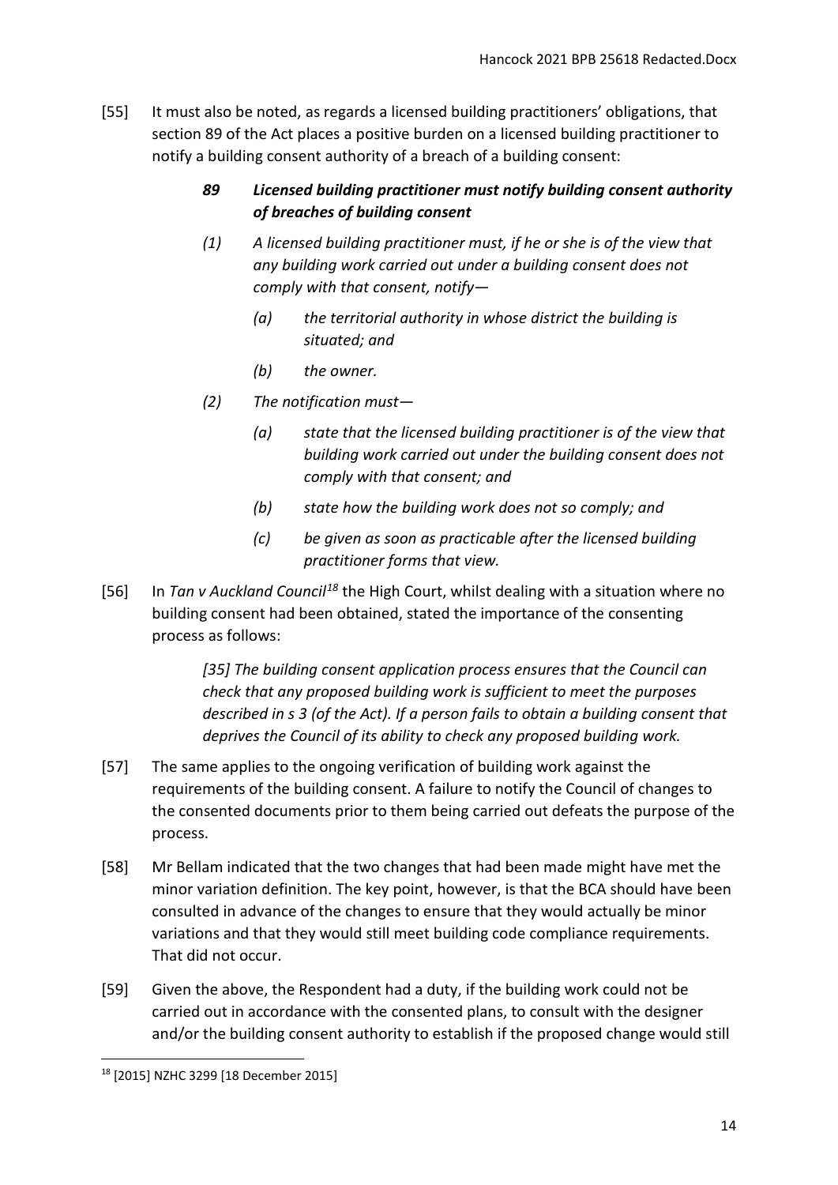[55] It must also be noted, as regards a licensed building practitioners' obligations, that section 89 of the Act places a positive burden on a licensed building practitioner to notify a building consent authority of a breach of a building consent:

> ***89 Licensed building practitioner must notify building consent authority of breaches of building consent***
>
> *(1) A licensed building practitioner must, if he or she is of the view that any building work carried out under a building consent does not comply with that consent, notify—*
>
> > *(a) the territorial authority in whose district the building is situated; and*
> >
> > *(b) the owner.*
>
> *(2) The notification must—*
>
> > *(a) state that the licensed building practitioner is of the view that building work carried out under the building consent does not comply with that consent; and*
> >
> > *(b) state how the building work does not so comply; and*
> >
> > *(c) be given as soon as practicable after the licensed building practitioner forms that view.*

[56] In *Tan v Auckland Council*[18] the High Court, whilst dealing with a situation where no building consent had been obtained, stated the importance of the consenting process as follows:

> *[35] The building consent application process ensures that the Council can check that any proposed building work is sufficient to meet the purposes described in s 3 (of the Act). If a person fails to obtain a building consent that deprives the Council of its ability to check any proposed building work.*

[57] The same applies to the ongoing verification of building work against the requirements of the building consent. A failure to notify the Council of changes to the consented documents prior to them being carried out defeats the purpose of the process.

[58] Mr Bellam indicated that the two changes that had been made might have met the minor variation definition. The key point, however, is that the BCA should have been consulted in advance of the changes to ensure that they would actually be minor variations and that they would still meet building code compliance requirements. That did not occur.

[59] Given the above, the Respondent had a duty, if the building work could not be carried out in accordance with the consented plans, to consult with the designer and/or the building consent authority to establish if the proposed change would still

---

[18] [2015] NZHC 3299 [18 December 2015]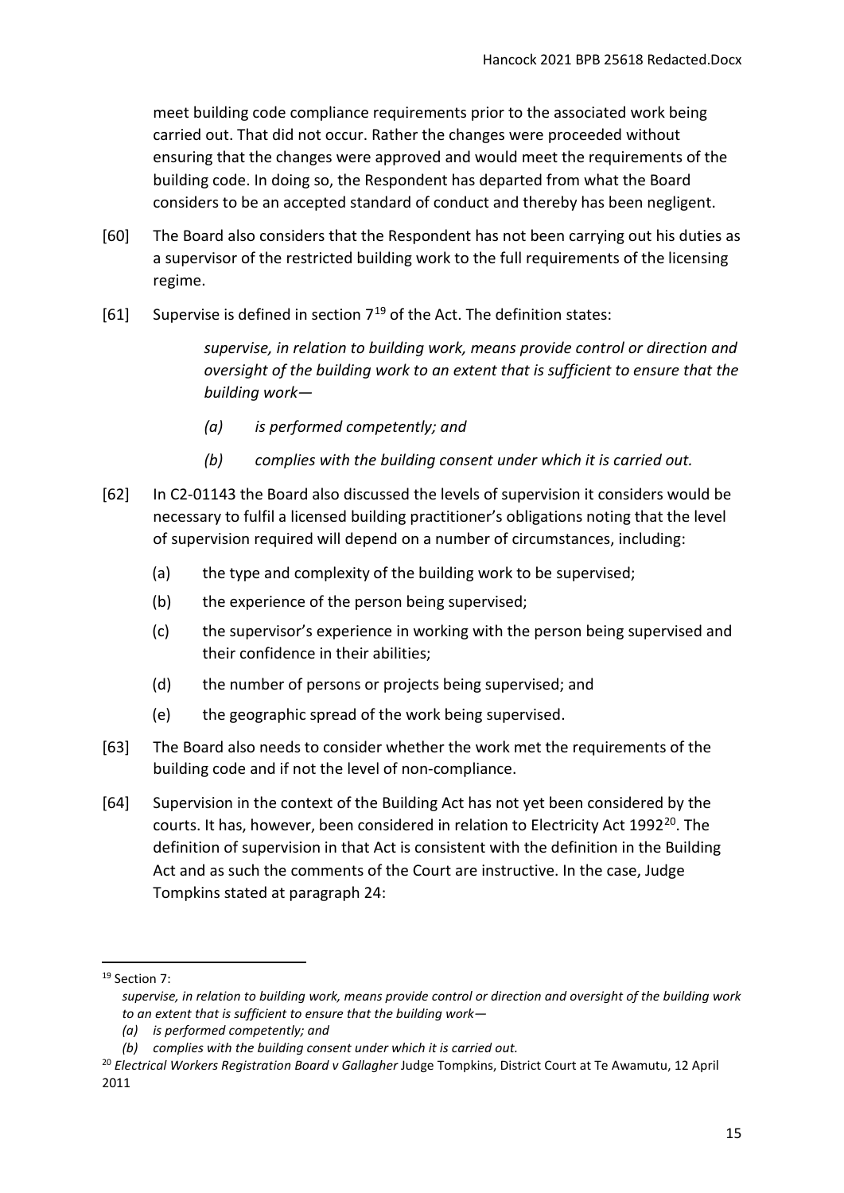meet building code compliance requirements prior to the associated work being carried out. That did not occur. Rather the changes were proceeded without ensuring that the changes were approved and would meet the requirements of the building code. In doing so, the Respondent has departed from what the Board considers to be an accepted standard of conduct and thereby has been negligent.

[60] The Board also considers that the Respondent has not been carrying out his duties as a supervisor of the restricted building work to the full requirements of the licensing regime.

[61] Supervise is defined in section 7[19] of the Act. The definition states:

> *supervise, in relation to building work, means provide control or direction and oversight of the building work to an extent that is sufficient to ensure that the building work—*
>
> *(a) is performed competently; and*
>
> *(b) complies with the building consent under which it is carried out.*

[62] In C2-01143 the Board also discussed the levels of supervision it considers would be necessary to fulfil a licensed building practitioner's obligations noting that the level of supervision required will depend on a number of circumstances, including:

(a) the type and complexity of the building work to be supervised;

(b) the experience of the person being supervised;

(c) the supervisor's experience in working with the person being supervised and their confidence in their abilities;

(d) the number of persons or projects being supervised; and

(e) the geographic spread of the work being supervised.

[63] The Board also needs to consider whether the work met the requirements of the building code and if not the level of non-compliance.

[64] Supervision in the context of the Building Act has not yet been considered by the courts. It has, however, been considered in relation to Electricity Act 1992[20]. The definition of supervision in that Act is consistent with the definition in the Building Act and as such the comments of the Court are instructive. In the case, Judge Tompkins stated at paragraph 24:

---

[19] Section 7:
*supervise, in relation to building work, means provide control or direction and oversight of the building work to an extent that is sufficient to ensure that the building work—*
*(a) is performed competently; and*
*(b) complies with the building consent under which it is carried out.*

[20] *Electrical Workers Registration Board v Gallagher* Judge Tompkins, District Court at Te Awamutu, 12 April 2011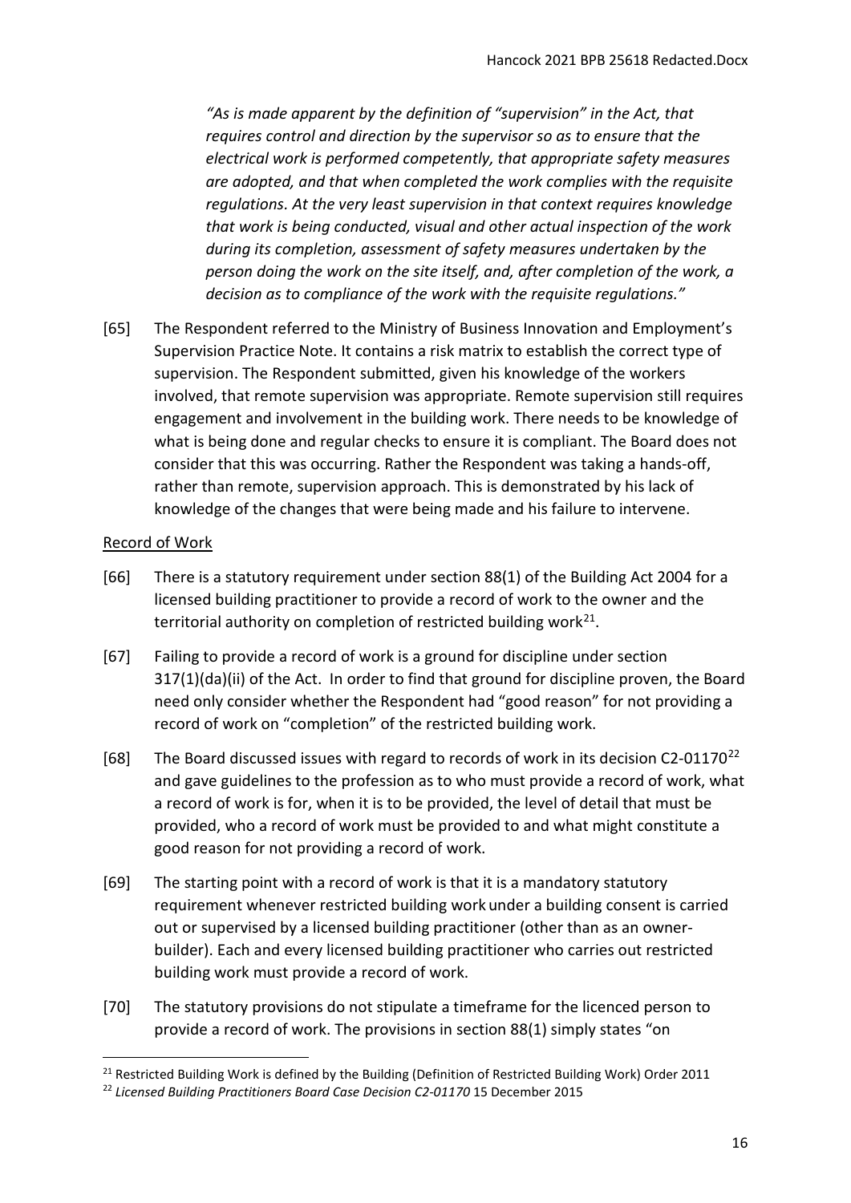*"As is made apparent by the definition of "supervision" in the Act, that requires control and direction by the supervisor so as to ensure that the electrical work is performed competently, that appropriate safety measures are adopted, and that when completed the work complies with the requisite regulations. At the very least supervision in that context requires knowledge that work is being conducted, visual and other actual inspection of the work during its completion, assessment of safety measures undertaken by the person doing the work on the site itself, and, after completion of the work, a decision as to compliance of the work with the requisite regulations."*

[65] The Respondent referred to the Ministry of Business Innovation and Employment's Supervision Practice Note. It contains a risk matrix to establish the correct type of supervision. The Respondent submitted, given his knowledge of the workers involved, that remote supervision was appropriate. Remote supervision still requires engagement and involvement in the building work. There needs to be knowledge of what is being done and regular checks to ensure it is compliant. The Board does not consider that this was occurring. Rather the Respondent was taking a hands-off, rather than remote, supervision approach. This is demonstrated by his lack of knowledge of the changes that were being made and his failure to intervene.

Record of Work

[66] There is a statutory requirement under section 88(1) of the Building Act 2004 for a licensed building practitioner to provide a record of work to the owner and the territorial authority on completion of restricted building work[21].

[67] Failing to provide a record of work is a ground for discipline under section 317(1)(da)(ii) of the Act. In order to find that ground for discipline proven, the Board need only consider whether the Respondent had "good reason" for not providing a record of work on "completion" of the restricted building work.

[68] The Board discussed issues with regard to records of work in its decision C2-01170[22] and gave guidelines to the profession as to who must provide a record of work, what a record of work is for, when it is to be provided, the level of detail that must be provided, who a record of work must be provided to and what might constitute a good reason for not providing a record of work.

[69] The starting point with a record of work is that it is a mandatory statutory requirement whenever restricted building work under a building consent is carried out or supervised by a licensed building practitioner (other than as an owner-builder). Each and every licensed building practitioner who carries out restricted building work must provide a record of work.

[70] The statutory provisions do not stipulate a timeframe for the licenced person to provide a record of work. The provisions in section 88(1) simply states "on

---

[21] Restricted Building Work is defined by the Building (Definition of Restricted Building Work) Order 2011

[22] *Licensed Building Practitioners Board Case Decision C2-01170* 15 December 2015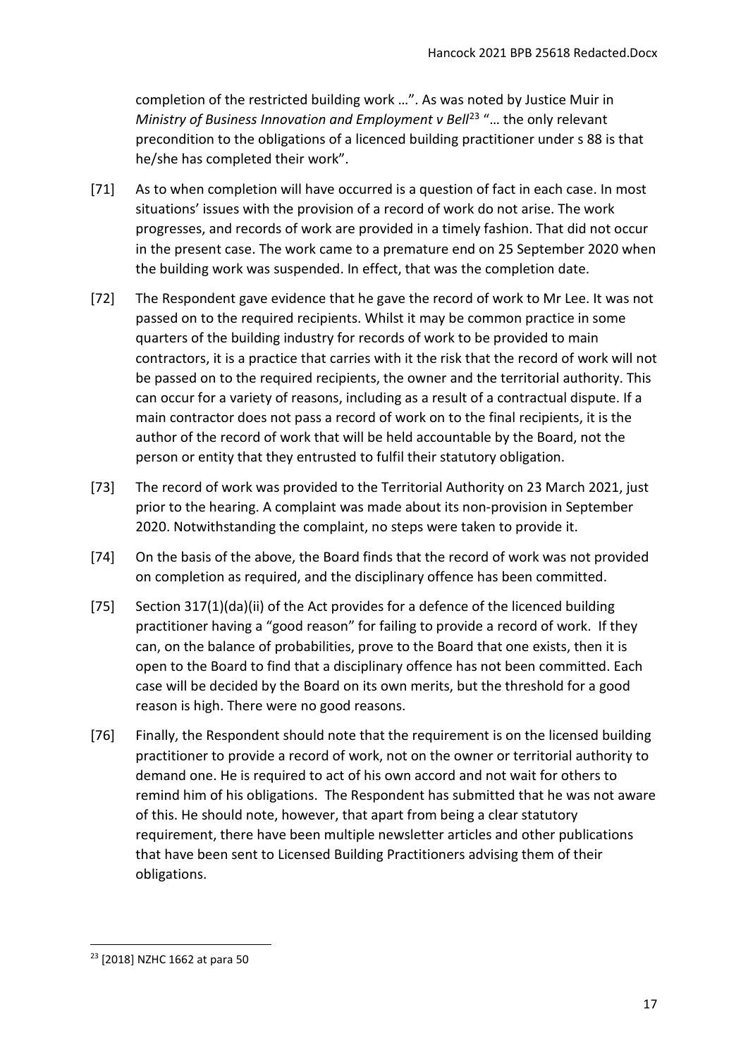completion of the restricted building work …". As was noted by Justice Muir in *Ministry of Business Innovation and Employment v Bell*[23] "… the only relevant precondition to the obligations of a licenced building practitioner under s 88 is that he/she has completed their work".

[71] As to when completion will have occurred is a question of fact in each case. In most situations' issues with the provision of a record of work do not arise. The work progresses, and records of work are provided in a timely fashion. That did not occur in the present case. The work came to a premature end on 25 September 2020 when the building work was suspended. In effect, that was the completion date.

[72] The Respondent gave evidence that he gave the record of work to Mr Lee. It was not passed on to the required recipients. Whilst it may be common practice in some quarters of the building industry for records of work to be provided to main contractors, it is a practice that carries with it the risk that the record of work will not be passed on to the required recipients, the owner and the territorial authority. This can occur for a variety of reasons, including as a result of a contractual dispute. If a main contractor does not pass a record of work on to the final recipients, it is the author of the record of work that will be held accountable by the Board, not the person or entity that they entrusted to fulfil their statutory obligation.

[73] The record of work was provided to the Territorial Authority on 23 March 2021, just prior to the hearing. A complaint was made about its non-provision in September 2020. Notwithstanding the complaint, no steps were taken to provide it.

[74] On the basis of the above, the Board finds that the record of work was not provided on completion as required, and the disciplinary offence has been committed.

[75] Section 317(1)(da)(ii) of the Act provides for a defence of the licenced building practitioner having a "good reason" for failing to provide a record of work. If they can, on the balance of probabilities, prove to the Board that one exists, then it is open to the Board to find that a disciplinary offence has not been committed. Each case will be decided by the Board on its own merits, but the threshold for a good reason is high. There were no good reasons.

[76] Finally, the Respondent should note that the requirement is on the licensed building practitioner to provide a record of work, not on the owner or territorial authority to demand one. He is required to act of his own accord and not wait for others to remind him of his obligations. The Respondent has submitted that he was not aware of this. He should note, however, that apart from being a clear statutory requirement, there have been multiple newsletter articles and other publications that have been sent to Licensed Building Practitioners advising them of their obligations.

---

[23] [2018] NZHC 1662 at para 50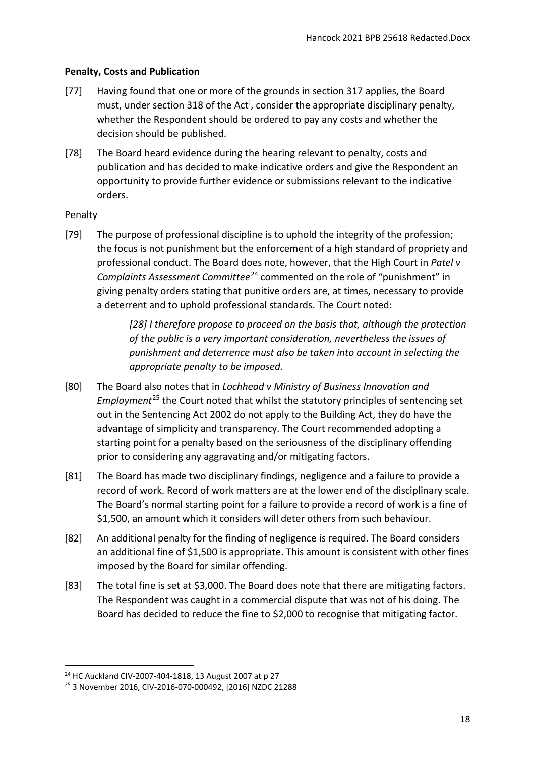**Penalty, Costs and Publication**

[77] Having found that one or more of the grounds in section 317 applies, the Board must, under section 318 of the Act[i], consider the appropriate disciplinary penalty, whether the Respondent should be ordered to pay any costs and whether the decision should be published.

[78] The Board heard evidence during the hearing relevant to penalty, costs and publication and has decided to make indicative orders and give the Respondent an opportunity to provide further evidence or submissions relevant to the indicative orders.

Penalty

[79] The purpose of professional discipline is to uphold the integrity of the profession; the focus is not punishment but the enforcement of a high standard of propriety and professional conduct. The Board does note, however, that the High Court in *Patel v Complaints Assessment Committee*[24] commented on the role of "punishment" in giving penalty orders stating that punitive orders are, at times, necessary to provide a deterrent and to uphold professional standards. The Court noted:

> *[28] I therefore propose to proceed on the basis that, although the protection of the public is a very important consideration, nevertheless the issues of punishment and deterrence must also be taken into account in selecting the appropriate penalty to be imposed.*

[80] The Board also notes that in *Lochhead v Ministry of Business Innovation and Employment*[25] the Court noted that whilst the statutory principles of sentencing set out in the Sentencing Act 2002 do not apply to the Building Act, they do have the advantage of simplicity and transparency. The Court recommended adopting a starting point for a penalty based on the seriousness of the disciplinary offending prior to considering any aggravating and/or mitigating factors.

[81] The Board has made two disciplinary findings, negligence and a failure to provide a record of work. Record of work matters are at the lower end of the disciplinary scale. The Board's normal starting point for a failure to provide a record of work is a fine of $1,500, an amount which it considers will deter others from such behaviour.

[82] An additional penalty for the finding of negligence is required. The Board considers an additional fine of $1,500 is appropriate. This amount is consistent with other fines imposed by the Board for similar offending.

[83] The total fine is set at $3,000. The Board does note that there are mitigating factors. The Respondent was caught in a commercial dispute that was not of his doing. The Board has decided to reduce the fine to $2,000 to recognise that mitigating factor.

---

[24] HC Auckland CIV-2007-404-1818, 13 August 2007 at p 27

[25] 3 November 2016, CIV-2016-070-000492, [2016] NZDC 21288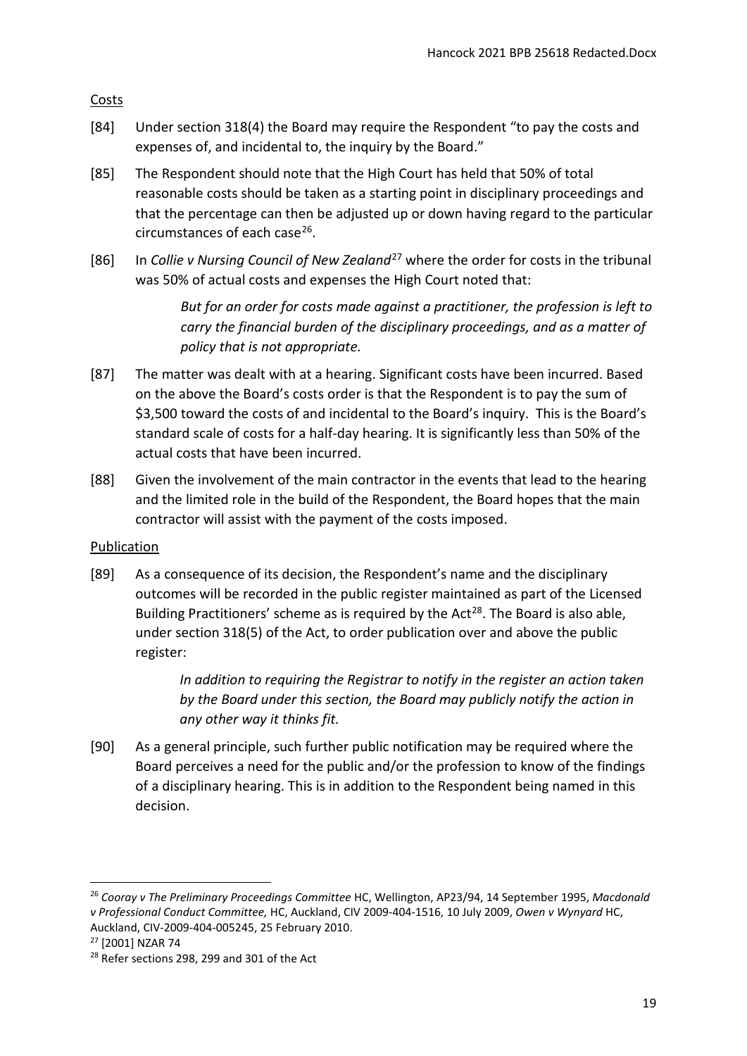Costs

[84] Under section 318(4) the Board may require the Respondent "to pay the costs and expenses of, and incidental to, the inquiry by the Board."

[85] The Respondent should note that the High Court has held that 50% of total reasonable costs should be taken as a starting point in disciplinary proceedings and that the percentage can then be adjusted up or down having regard to the particular circumstances of each case[26].

[86] In *Collie v Nursing Council of New Zealand*[27] where the order for costs in the tribunal was 50% of actual costs and expenses the High Court noted that:

> *But for an order for costs made against a practitioner, the profession is left to carry the financial burden of the disciplinary proceedings, and as a matter of policy that is not appropriate.*

[87] The matter was dealt with at a hearing. Significant costs have been incurred. Based on the above the Board's costs order is that the Respondent is to pay the sum of $3,500 toward the costs of and incidental to the Board's inquiry. This is the Board's standard scale of costs for a half-day hearing. It is significantly less than 50% of the actual costs that have been incurred.

[88] Given the involvement of the main contractor in the events that lead to the hearing and the limited role in the build of the Respondent, the Board hopes that the main contractor will assist with the payment of the costs imposed.

Publication

[89] As a consequence of its decision, the Respondent's name and the disciplinary outcomes will be recorded in the public register maintained as part of the Licensed Building Practitioners' scheme as is required by the Act[28]. The Board is also able, under section 318(5) of the Act, to order publication over and above the public register:

> *In addition to requiring the Registrar to notify in the register an action taken by the Board under this section, the Board may publicly notify the action in any other way it thinks fit.*

[90] As a general principle, such further public notification may be required where the Board perceives a need for the public and/or the profession to know of the findings of a disciplinary hearing. This is in addition to the Respondent being named in this decision.

---

[26] *Cooray v The Preliminary Proceedings Committee* HC, Wellington, AP23/94, 14 September 1995, *Macdonald v Professional Conduct Committee,* HC, Auckland, CIV 2009-404-1516, 10 July 2009, *Owen v Wynyard* HC, Auckland, CIV-2009-404-005245, 25 February 2010.

[27] [2001] NZAR 74

[28] Refer sections 298, 299 and 301 of the Act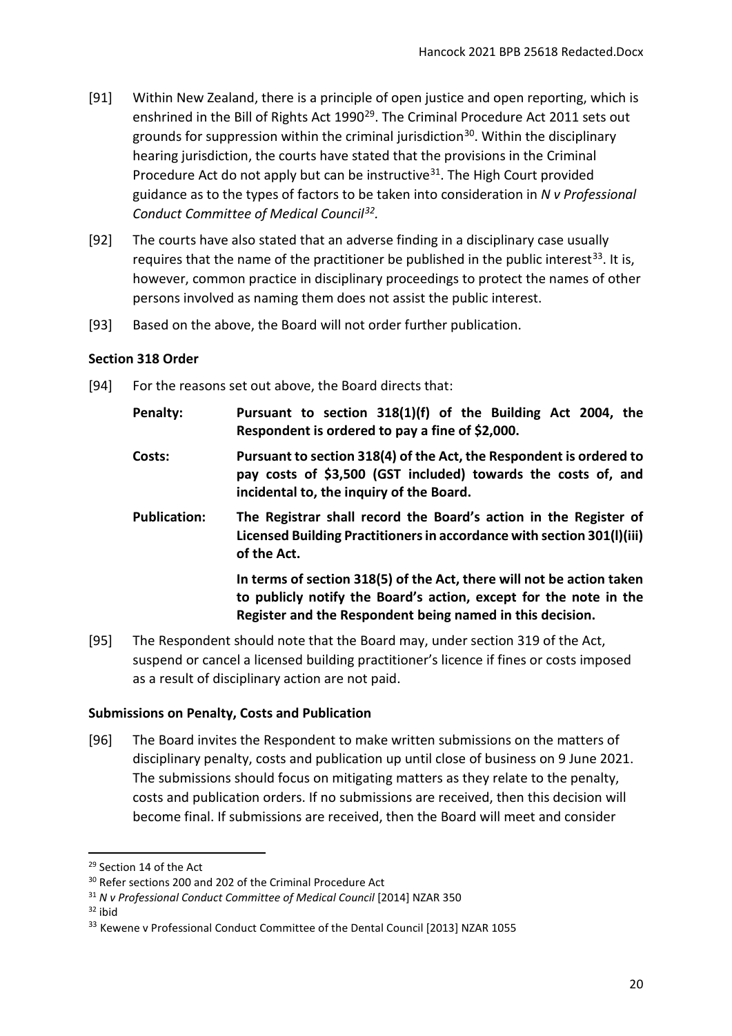[91] Within New Zealand, there is a principle of open justice and open reporting, which is enshrined in the Bill of Rights Act 1990[29]. The Criminal Procedure Act 2011 sets out grounds for suppression within the criminal jurisdiction[30]. Within the disciplinary hearing jurisdiction, the courts have stated that the provisions in the Criminal Procedure Act do not apply but can be instructive[31]. The High Court provided guidance as to the types of factors to be taken into consideration in *N v Professional Conduct Committee of Medical Council[32].*

[92] The courts have also stated that an adverse finding in a disciplinary case usually requires that the name of the practitioner be published in the public interest[33]. It is, however, common practice in disciplinary proceedings to protect the names of other persons involved as naming them does not assist the public interest.

[93] Based on the above, the Board will not order further publication.

### Section 318 Order

[94] For the reasons set out above, the Board directs that:

**Penalty:** **Pursuant to section 318(1)(f) of the Building Act 2004, the Respondent is ordered to pay a fine of $2,000.**

**Costs:** **Pursuant to section 318(4) of the Act, the Respondent is ordered to pay costs of $3,500 (GST included) towards the costs of, and incidental to, the inquiry of the Board.**

**Publication:** **The Registrar shall record the Board's action in the Register of Licensed Building Practitioners in accordance with section 301(l)(iii) of the Act.**

**In terms of section 318(5) of the Act, there will not be action taken to publicly notify the Board's action, except for the note in the Register and the Respondent being named in this decision.**

[95] The Respondent should note that the Board may, under section 319 of the Act, suspend or cancel a licensed building practitioner's licence if fines or costs imposed as a result of disciplinary action are not paid.

### Submissions on Penalty, Costs and Publication

[96] The Board invites the Respondent to make written submissions on the matters of disciplinary penalty, costs and publication up until close of business on 9 June 2021. The submissions should focus on mitigating matters as they relate to the penalty, costs and publication orders. If no submissions are received, then this decision will become final. If submissions are received, then the Board will meet and consider

---

[29] Section 14 of the Act

[30] Refer sections 200 and 202 of the Criminal Procedure Act

[31] *N v Professional Conduct Committee of Medical Council* [2014] NZAR 350

[32] ibid

[33] Kewene v Professional Conduct Committee of the Dental Council [2013] NZAR 1055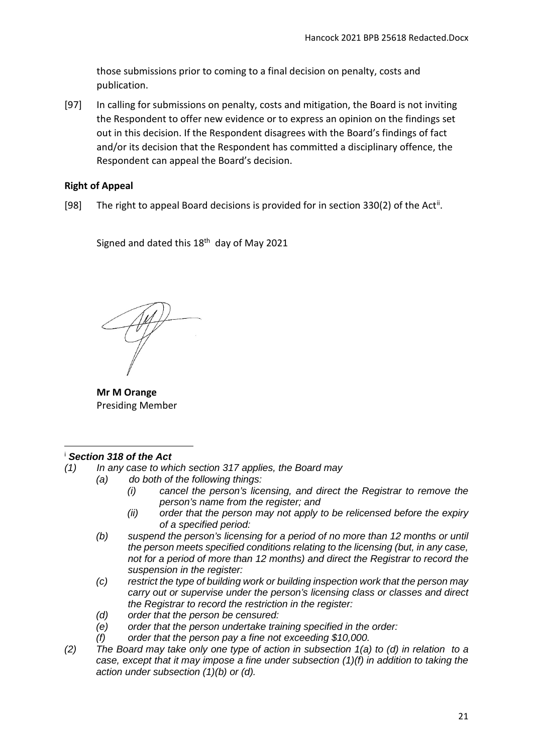those submissions prior to coming to a final decision on penalty, costs and publication.

[97] In calling for submissions on penalty, costs and mitigation, the Board is not inviting the Respondent to offer new evidence or to express an opinion on the findings set out in this decision. If the Respondent disagrees with the Board's findings of fact and/or its decision that the Respondent has committed a disciplinary offence, the Respondent can appeal the Board's decision.

**Right of Appeal**

[98] The right to appeal Board decisions is provided for in section 330(2) of the Act[ii].

Signed and dated this 18th day of May 2021

**Mr M Orange**
Presiding Member

---

[i] ***Section 318 of the Act***

*(1) In any case to which section 317 applies, the Board may*

*(a) do both of the following things:*

*(i) cancel the person's licensing, and direct the Registrar to remove the person's name from the register; and*

*(ii) order that the person may not apply to be relicensed before the expiry of a specified period:*

*(b) suspend the person's licensing for a period of no more than 12 months or until the person meets specified conditions relating to the licensing (but, in any case, not for a period of more than 12 months) and direct the Registrar to record the suspension in the register:*

*(c) restrict the type of building work or building inspection work that the person may carry out or supervise under the person's licensing class or classes and direct the Registrar to record the restriction in the register:*

*(d) order that the person be censured:*

*(e) order that the person undertake training specified in the order:*

*(f) order that the person pay a fine not exceeding $10,000.*

*(2) The Board may take only one type of action in subsection 1(a) to (d) in relation to a case, except that it may impose a fine under subsection (1)(f) in addition to taking the action under subsection (1)(b) or (d).*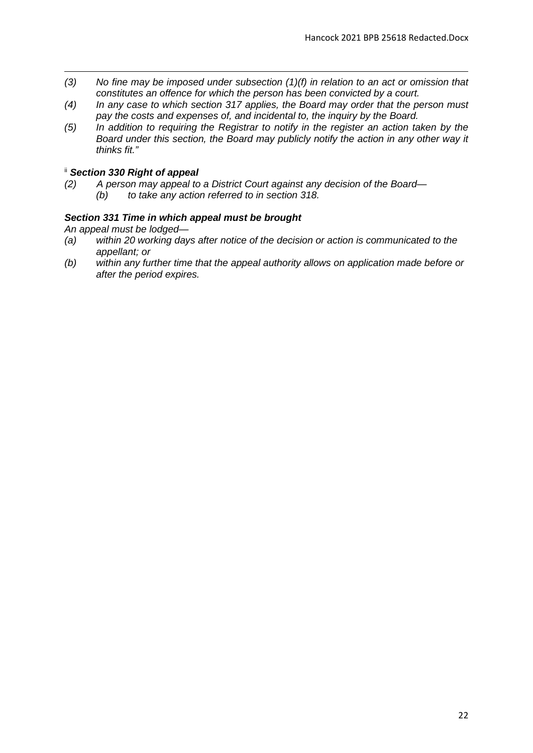*(3) No fine may be imposed under subsection (1)(f) in relation to an act or omission that constitutes an offence for which the person has been convicted by a court.*

*(4) In any case to which section 317 applies, the Board may order that the person must pay the costs and expenses of, and incidental to, the inquiry by the Board.*

*(5) In addition to requiring the Registrar to notify in the register an action taken by the Board under this section, the Board may publicly notify the action in any other way it thinks fit."*

[ii] ***Section 330 Right of appeal***

*(2) A person may appeal to a District Court against any decision of the Board—*

*(b) to take any action referred to in section 318.*

***Section 331 Time in which appeal must be brought***

*An appeal must be lodged—*

*(a) within 20 working days after notice of the decision or action is communicated to the appellant; or*

*(b) within any further time that the appeal authority allows on application made before or after the period expires.*